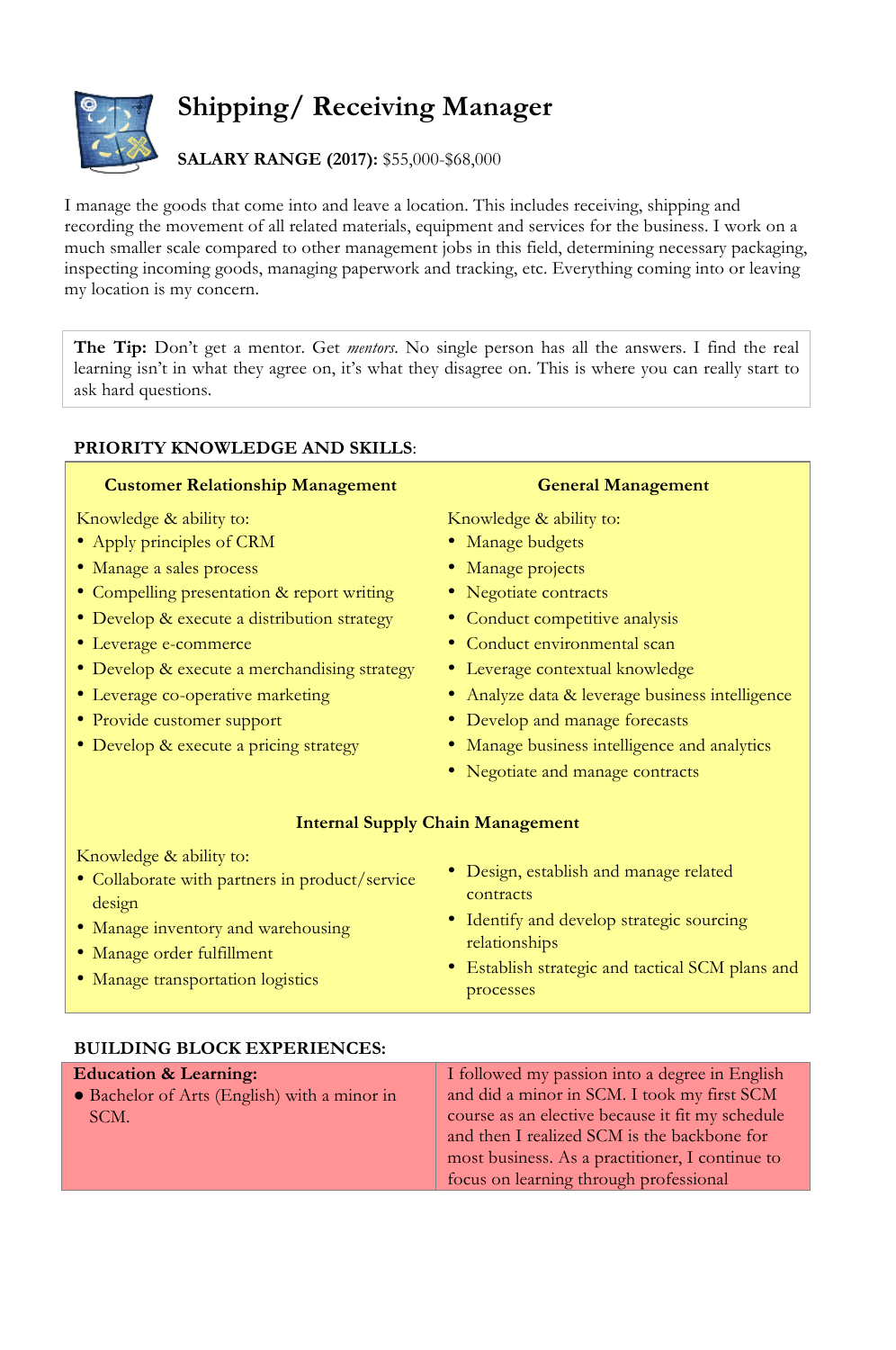# Shipping/ Receiving Manager

**SALARY RANGE (2017):** $55,000-$68,000

I manage the goods that come into and leave a location. This includes receiving, shipping and recording the movement of all related materials, equipment and services for the business. I work on a much smaller scale compared to other management jobs in this field, determining necessary packaging, inspecting incoming goods, managing paperwork and tracking, etc. Everything coming into or leaving my location is my concern.

> **The Tip:** Don't get a mentor. Get *mentors*. No single person has all the answers. I find the real learning isn't in what they agree on, it's what they disagree on. This is where you can really start to ask hard questions.

**PRIORITY KNOWLEDGE AND SKILLS**:

### Customer Relationship Management

Knowledge & ability to:

- Apply principles of CRM
- Manage a sales process
- Compelling presentation & report writing
- Develop & execute a distribution strategy
- Leverage e-commerce
- Develop & execute a merchandising strategy
- Leverage co-operative marketing
- Provide customer support
- Develop & execute a pricing strategy

### General Management

Knowledge & ability to:

- Manage budgets
- Manage projects
- Negotiate contracts
- Conduct competitive analysis
- Conduct environmental scan
- Leverage contextual knowledge
- Analyze data & leverage business intelligence
- Develop and manage forecasts
- Manage business intelligence and analytics
- Negotiate and manage contracts

### Internal Supply Chain Management

Knowledge & ability to:

- Collaborate with partners in product/service design
- Manage inventory and warehousing
- Manage order fulfillment
- Manage transportation logistics
- Design, establish and manage related contracts
- Identify and develop strategic sourcing relationships
- Establish strategic and tactical SCM plans and processes

**BUILDING BLOCK EXPERIENCES:**

| **Education & Learning:** | |
| --- | --- |
| • Bachelor of Arts (English) with a minor in SCM. | I followed my passion into a degree in English and did a minor in SCM. I took my first SCM course as an elective because it fit my schedule and then I realized SCM is the backbone for most business. As a practitioner, I continue to focus on learning through professional |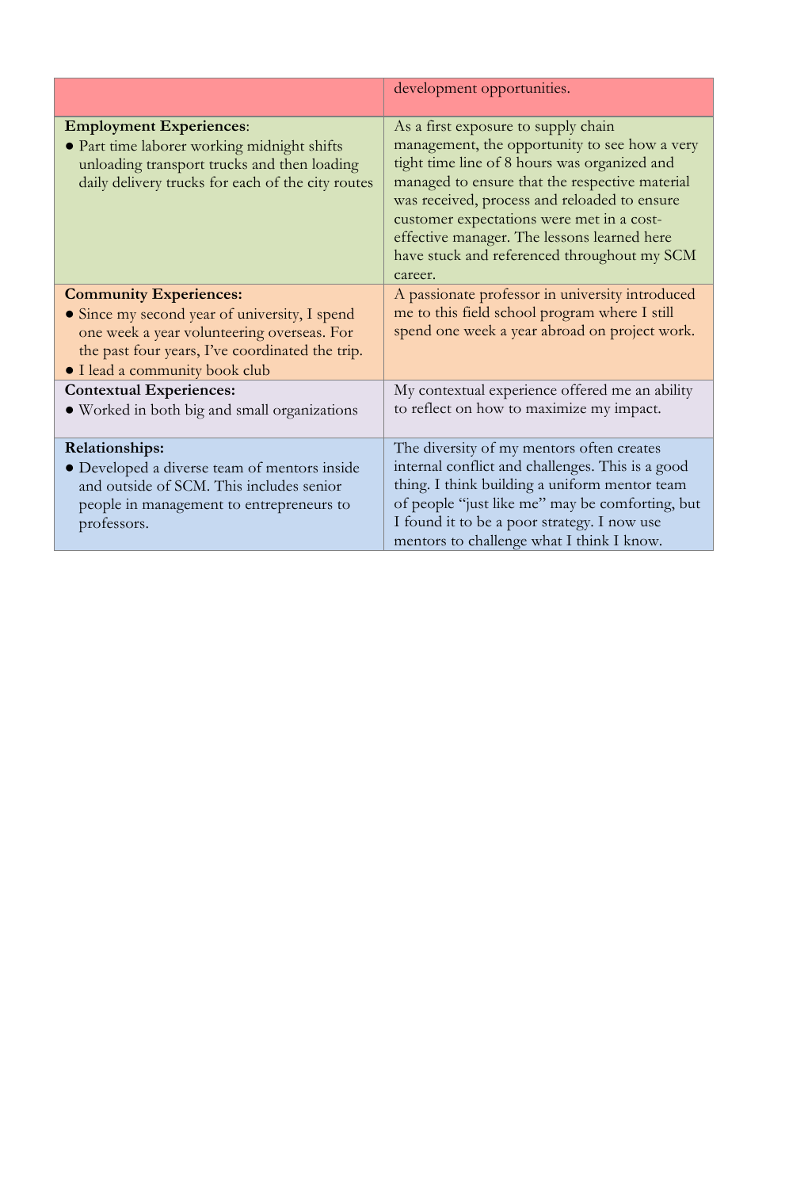| | |
|---|---|
| | development opportunities. |
| **Employment Experiences**:<br>● Part time laborer working midnight shifts unloading transport trucks and then loading daily delivery trucks for each of the city routes | As a first exposure to supply chain management, the opportunity to see how a very tight time line of 8 hours was organized and managed to ensure that the respective material was received, process and reloaded to ensure customer expectations were met in a cost-effective manager. The lessons learned here have stuck and referenced throughout my SCM career. |
| **Community Experiences:**<br>● Since my second year of university, I spend one week a year volunteering overseas. For the past four years, I've coordinated the trip.<br>● I lead a community book club | A passionate professor in university introduced me to this field school program where I still spend one week a year abroad on project work. |
| **Contextual Experiences:**<br>● Worked in both big and small organizations | My contextual experience offered me an ability to reflect on how to maximize my impact. |
| **Relationships:**<br>● Developed a diverse team of mentors inside and outside of SCM. This includes senior people in management to entrepreneurs to professors. | The diversity of my mentors often creates internal conflict and challenges. This is a good thing. I think building a uniform mentor team of people "just like me" may be comforting, but I found it to be a poor strategy. I now use mentors to challenge what I think I know. |